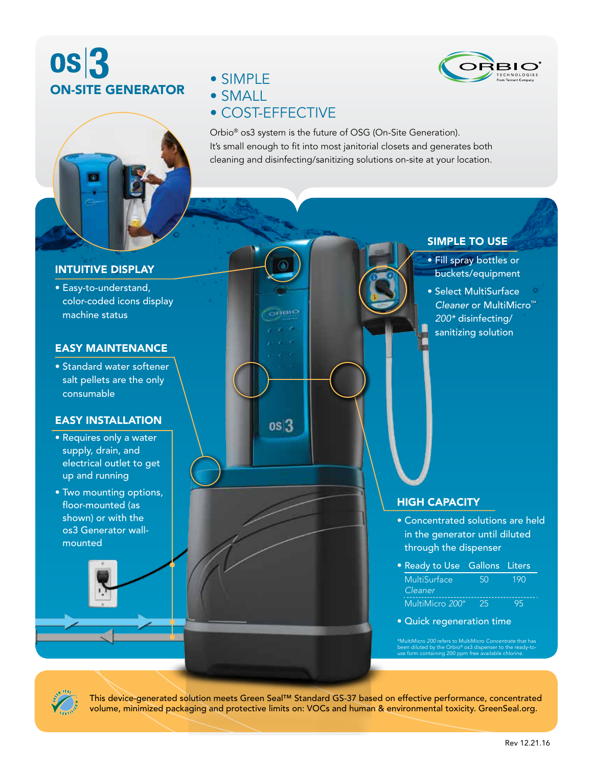# os|3 ON-SITE GENERATOR

- SIMPLE
- SMALL
- COST-EFFECTIVE

Orbio® os3 system is the future of OSG (On-Site Generation). It's small enough to fit into most janitorial closets and generates both cleaning and disinfecting/sanitizing solutions on-site at your location.

## INTUITIVE DISPLAY

- Easy-to-understand, color-coded icons display machine status

## EASY MAINTENANCE

- Standard water softener salt pellets are the only consumable

## EASY INSTALLATION

- Requires only a water supply, drain, and electrical outlet to get up and running
- Two mounting options, floor-mounted (as shown) or with the os3 Generator wall-mounted

## SIMPLE TO USE

- Fill spray bottles or buckets/equipment
- Select MultiSurface *Cleaner* or MultiMicro™ *200\** disinfecting/sanitizing solution

## HIGH CAPACITY

- Concentrated solutions are held in the generator until diluted through the dispenser
- Ready to Use

| Ready to Use | Gallons | Liters |
|---|---|---|
| MultiSurface *Cleaner* | 50 | 190 |
| MultiMicro *200\** | 25 | 95 |

- Quick regeneration time

\*MultiMicro *200* refers to MultiMicro *Concentrate* that has been diluted by the Orbio® os3 dispenser to the ready-to-use form containing 200 ppm free available chlorine.

This device-generated solution meets Green Seal™ Standard GS-37 based on effective performance, concentrated volume, minimized packaging and protective limits on: VOCs and human & environmental toxicity. GreenSeal.org.

Rev 12.21.16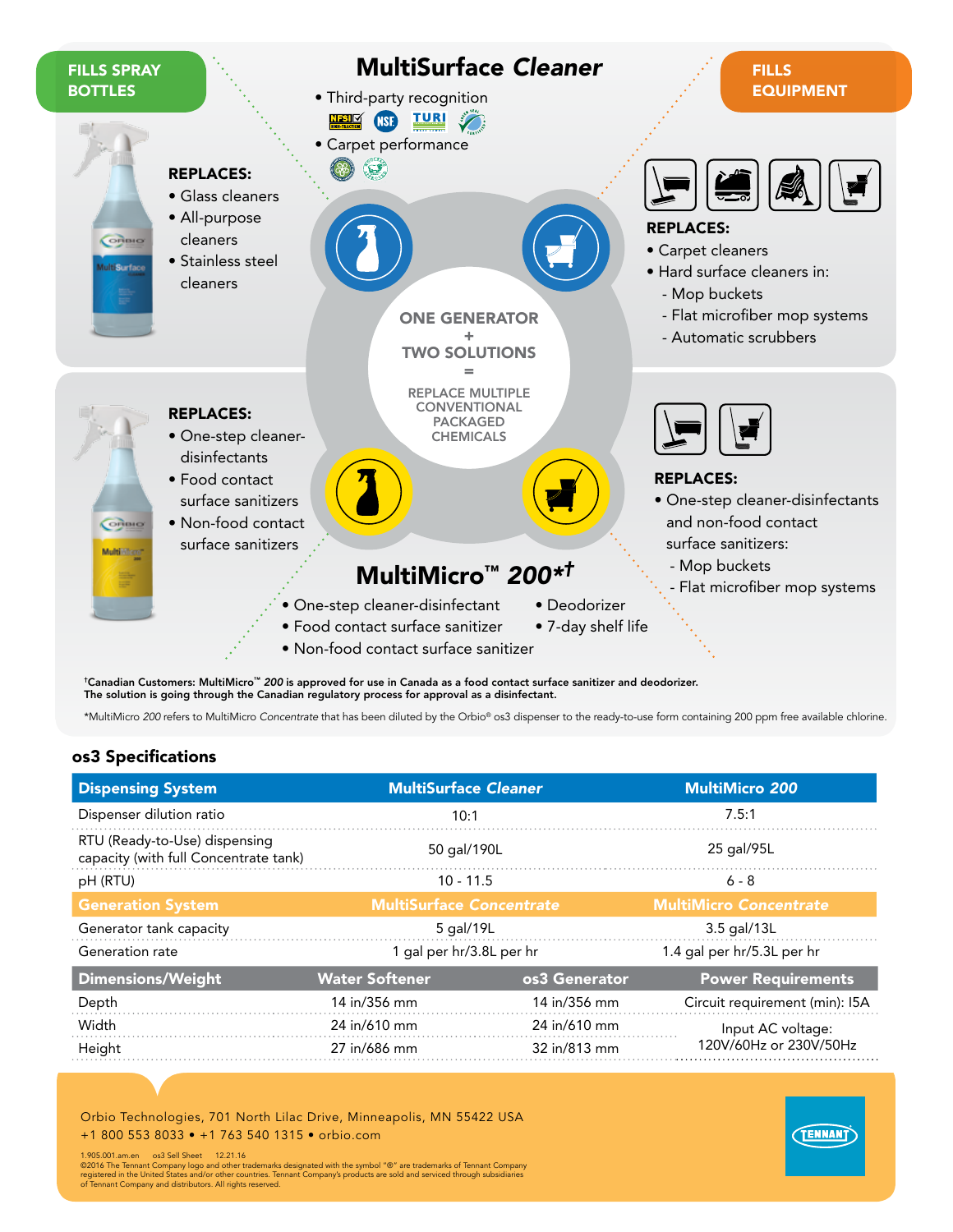FILLS SPRAY BOTTLES

## MultiSurface *Cleaner*

- Third-party recognition
- Carpet performance

FILLS EQUIPMENT

**REPLACES:**
- Glass cleaners
- All-purpose cleaners
- Stainless steel cleaners

**REPLACES:**
- Carpet cleaners
- Hard surface cleaners in:
  - Mop buckets
  - Flat microfiber mop systems
  - Automatic scrubbers

ONE GENERATOR + TWO SOLUTIONS = REPLACE MULTIPLE CONVENTIONAL PACKAGED CHEMICALS

**REPLACES:**
- One-step cleaner-disinfectants
- Food contact surface sanitizers
- Non-food contact surface sanitizers

**REPLACES:**
- One-step cleaner-disinfectants and non-food contact surface sanitizers:
  - Mop buckets
  - Flat microfiber mop systems

## MultiMicro™ *200*\*†

- One-step cleaner-disinfectant
- Food contact surface sanitizer
- Non-food contact surface sanitizer
- Deodorizer
- 7-day shelf life

**†Canadian Customers: MultiMicro™ *200* is approved for use in Canada as a food contact surface sanitizer and deodorizer. The solution is going through the Canadian regulatory process for approval as a disinfectant.**

\*MultiMicro *200* refers to MultiMicro *Concentrate* that has been diluted by the Orbio® os3 dispenser to the ready-to-use form containing 200 ppm free available chlorine.

## os3 Specifications

| Dispensing System | MultiSurface *Cleaner* | MultiMicro *200* |
|---|---|---|
| Dispenser dilution ratio | 10:1 | 7.5:1 |
| RTU (Ready-to-Use) dispensing capacity (with full Concentrate tank) | 50 gal/190L | 25 gal/95L |
| pH (RTU) | 10 - 11.5 | 6 - 8 |
| **Generation System** | **MultiSurface *Concentrate*** | **MultiMicro *Concentrate*** |
| Generator tank capacity | 5 gal/19L | 3.5 gal/13L |
| Generation rate | 1 gal per hr/3.8L per hr | 1.4 gal per hr/5.3L per hr |

| Dimensions/Weight | Water Softener | os3 Generator | Power Requirements |
|---|---|---|---|
| Depth | 14 in/356 mm | 14 in/356 mm | Circuit requirement (min): 15A |
| Width | 24 in/610 mm | 24 in/610 mm | Input AC voltage: 120V/60Hz or 230V/50Hz |
| Height | 27 in/686 mm | 32 in/813 mm | |

Orbio Technologies, 701 North Lilac Drive, Minneapolis, MN 55422 USA
+1 800 553 8033 • +1 763 540 1315 • orbio.com

1.905.001.am.en os3 Sell Sheet 12.21.16
©2016 The Tennant Company logo and other trademarks designated with the symbol "®" are trademarks of Tennant Company registered in the United States and/or other countries. Tennant Company's products are sold and serviced through subsidiaries of Tennant Company and distributors. All rights reserved.

TENNANT